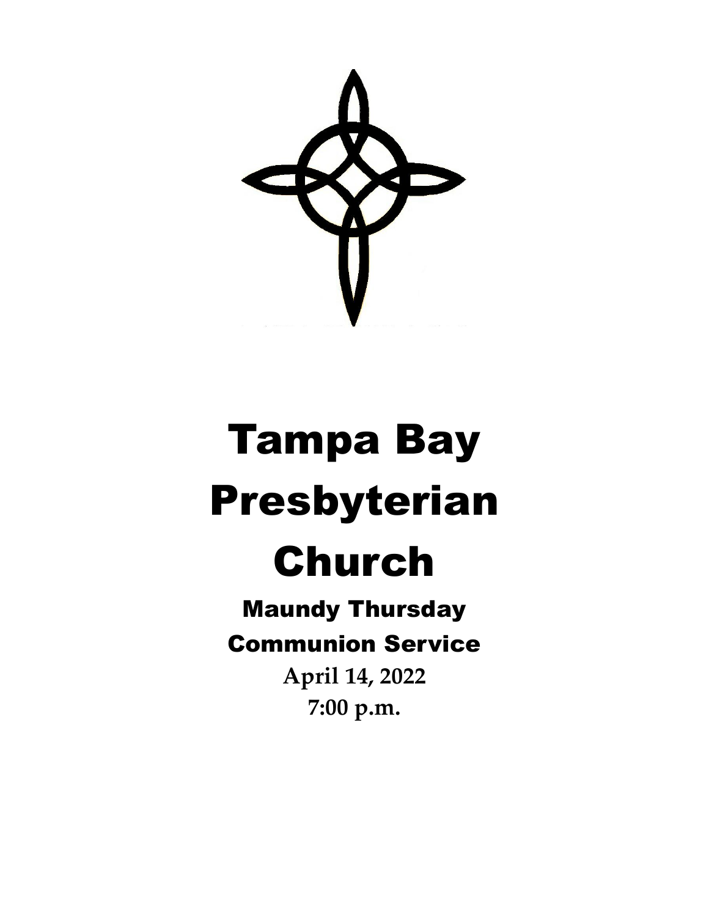# Tampa Bay Presbyterian Church

## Maundy Thursday Communion Service

**April 14, 2022**
**7:00 p.m.**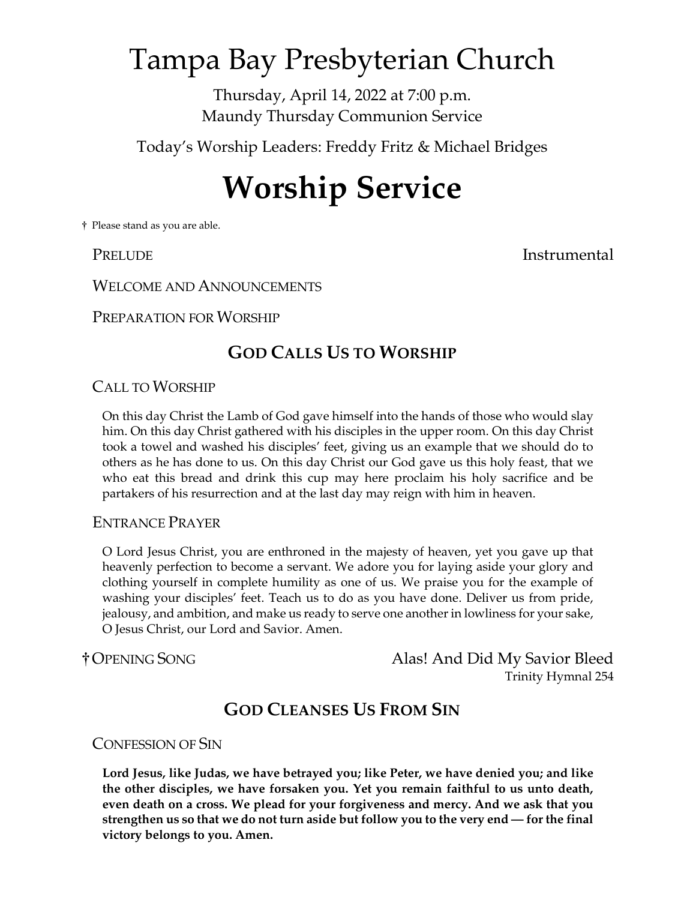// Tampa Bay Presbyterian Church

Thursday, April 14, 2022 at 7:00 p.m.
Maundy Thursday Communion Service

Today's Worship Leaders: Freddy Fritz & Michael Bridges

# Worship Service

† Please stand as you are able.

PRELUDE — Instrumental

WELCOME AND ANNOUNCEMENTS

PREPARATION FOR WORSHIP

## GOD CALLS US TO WORSHIP

CALL TO WORSHIP

On this day Christ the Lamb of God gave himself into the hands of those who would slay him. On this day Christ gathered with his disciples in the upper room. On this day Christ took a towel and washed his disciples' feet, giving us an example that we should do to others as he has done to us. On this day Christ our God gave us this holy feast, that we who eat this bread and drink this cup may here proclaim his holy sacrifice and be partakers of his resurrection and at the last day may reign with him in heaven.

ENTRANCE PRAYER

O Lord Jesus Christ, you are enthroned in the majesty of heaven, yet you gave up that heavenly perfection to become a servant. We adore you for laying aside your glory and clothing yourself in complete humility as one of us. We praise you for the example of washing your disciples' feet. Teach us to do as you have done. Deliver us from pride, jealousy, and ambition, and make us ready to serve one another in lowliness for your sake, O Jesus Christ, our Lord and Savior. Amen.

† OPENING SONG — Alas! And Did My Savior Bleed
Trinity Hymnal 254

## GOD CLEANSES US FROM SIN

CONFESSION OF SIN

**Lord Jesus, like Judas, we have betrayed you; like Peter, we have denied you; and like the other disciples, we have forsaken you. Yet you remain faithful to us unto death, even death on a cross. We plead for your forgiveness and mercy. And we ask that you strengthen us so that we do not turn aside but follow you to the very end — for the final victory belongs to you. Amen.**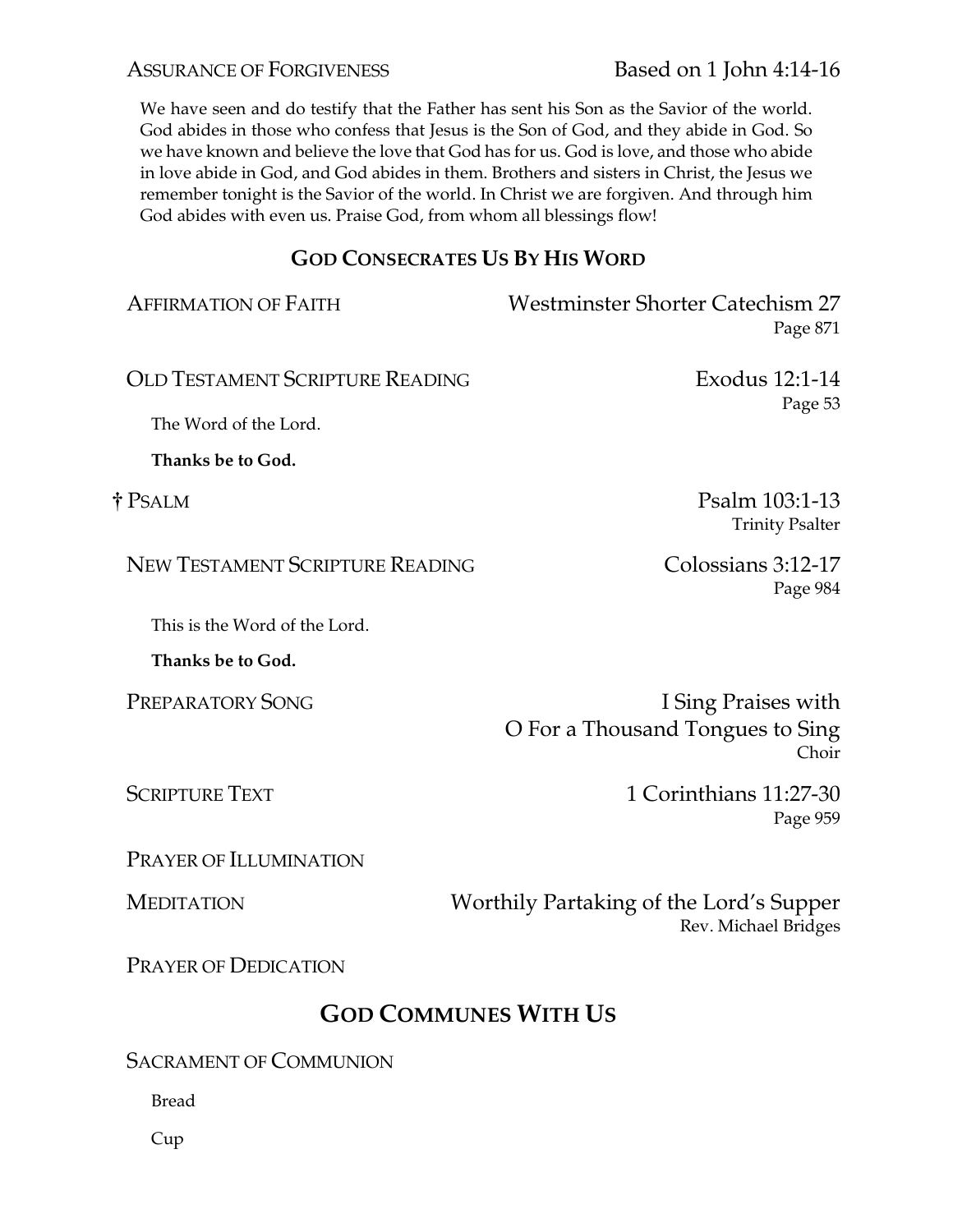ASSURANCE OF FORGIVENESS — Based on 1 John 4:14-16

We have seen and do testify that the Father has sent his Son as the Savior of the world. God abides in those who confess that Jesus is the Son of God, and they abide in God. So we have known and believe the love that God has for us. God is love, and those who abide in love abide in God, and God abides in them. Brothers and sisters in Christ, the Jesus we remember tonight is the Savior of the world. In Christ we are forgiven. And through him God abides with even us. Praise God, from whom all blessings flow!

## GOD CONSECRATES US BY HIS WORD

AFFIRMATION OF FAITH — Westminster Shorter Catechism 27
Page 871

OLD TESTAMENT SCRIPTURE READING — Exodus 12:1-14
Page 53

The Word of the Lord.

**Thanks be to God.**

† PSALM — Psalm 103:1-13
Trinity Psalter

NEW TESTAMENT SCRIPTURE READING — Colossians 3:12-17
Page 984

This is the Word of the Lord.

**Thanks be to God.**

PREPARATORY SONG — I Sing Praises with O For a Thousand Tongues to Sing
Choir

SCRIPTURE TEXT — 1 Corinthians 11:27-30
Page 959

PRAYER OF ILLUMINATION

MEDITATION — Worthily Partaking of the Lord's Supper
Rev. Michael Bridges

PRAYER OF DEDICATION

## GOD COMMUNES WITH US

SACRAMENT OF COMMUNION

Bread

Cup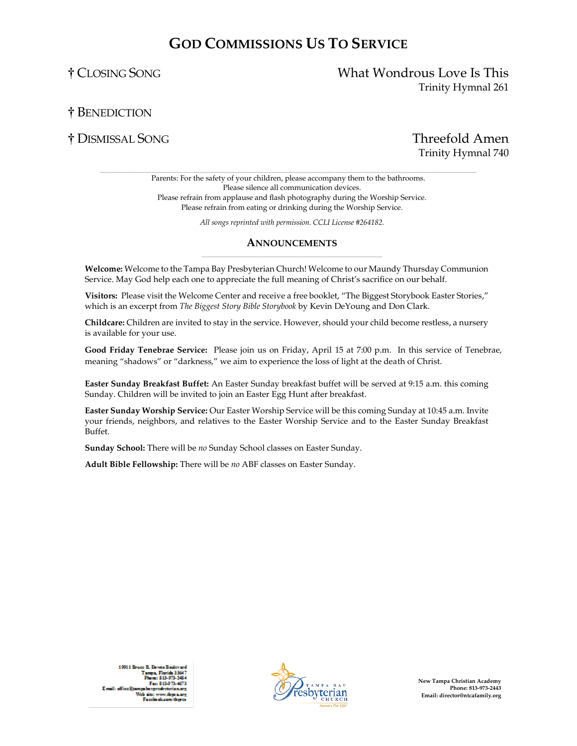# GOD COMMISSIONS US TO SERVICE

† CLOSING SONG — What Wondrous Love Is This
Trinity Hymnal 261

† BENEDICTION

† DISMISSAL SONG — Threefold Amen
Trinity Hymnal 740

Parents: For the safety of your children, please accompany them to the bathrooms.
Please silence all communication devices.
Please refrain from applause and flash photography during the Worship Service.
Please refrain from eating or drinking during the Worship Service.

*All songs reprinted with permission. CCLI License #264182.*

## ANNOUNCEMENTS

**Welcome:** Welcome to the Tampa Bay Presbyterian Church! Welcome to our Maundy Thursday Communion Service. May God help each one to appreciate the full meaning of Christ's sacrifice on our behalf.

**Visitors:** Please visit the Welcome Center and receive a free booklet, "The Biggest Storybook Easter Stories," which is an excerpt from *The Biggest Story Bible Storybook* by Kevin DeYoung and Don Clark.

**Childcare:** Children are invited to stay in the service. However, should your child become restless, a nursery is available for your use.

**Good Friday Tenebrae Service:** Please join us on Friday, April 15 at 7:00 p.m. In this service of Tenebrae, meaning "shadows" or "darkness," we aim to experience the loss of light at the death of Christ.

**Easter Sunday Breakfast Buffet:** An Easter Sunday breakfast buffet will be served at 9:15 a.m. this coming Sunday. Children will be invited to join an Easter Egg Hunt after breakfast.

**Easter Sunday Worship Service:** Our Easter Worship Service will be this coming Sunday at 10:45 a.m. Invite your friends, neighbors, and relatives to the Easter Worship Service and to the Easter Sunday Breakfast Buffet.

**Sunday School:** There will be *no* Sunday School classes on Easter Sunday.

**Adult Bible Fellowship:** There will be *no* ABF classes on Easter Sunday.

19911 Bruce B. Downs Boulevard
Tampa, Florida 33647
Phone: 813-973-2484
Fax: 813-973-4673
Email: office@tampabaypresbyterian.org
Web site: www.tbpca.org
Facebook.com/tbpca

Tampa Bay Presbyterian Church
Answers For Life!

New Tampa Christian Academy
Phone: 813-973-2443
Email: director@ntcafamily.org